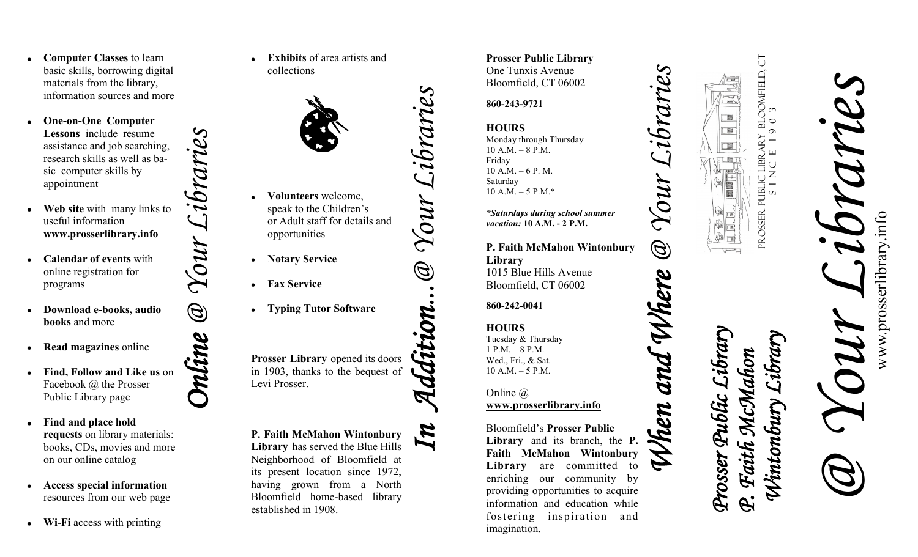## *Online @ Your Libraries*

- **Computer Classes** to learn basic skills, borrowing digital materials from the library, information sources and more
- **One-on-One Computer Lessons** include resume assistance and job searching, research skills as well as basic computer skills by appointment
- **Web site** with many links to useful information **www.prosserlibrary.info**
- **Calendar of events** with online registration for programs
- **Download e-books, audio books** and more
- **Read magazines** online
- **Find, Follow and Like us** on Facebook @ the Prosser Public Library page
- **Find and place hold requests** on library materials: books, CDs, movies and more on our online catalog
- **Access special information** resources from our web page
- **Wi-Fi** access with printing

## *In Addition…@ Your Libraries*

- **Exhibits** of area artists and collections
- **Volunteers** welcome, speak to the Children's or Adult staff for details and opportunities
- **Notary Service**
- **Fax Service**
- **Typing Tutor Software**

**Prosser Library** opened its doors in 1903, thanks to the bequest of Levi Prosser.

**P. Faith McMahon Wintonbury Library** has served the Blue Hills Neighborhood of Bloomfield at its present location since 1972, having grown from a North Bloomfield home-based library established in 1908.

## *When and Where @ Your Libraries*

**Prosser Public Library**
One Tunxis Avenue
Bloomfield, CT 06002

**860-243-9721**

**HOURS**
Monday through Thursday
10 A.M. – 8 P.M.
Friday
10 A.M. – 6 P. M.
Saturday
10 A.M. – 5 P.M.*

***Saturdays during school summer vacation:* 10 A.M. - 2 P.M.**

**P. Faith McMahon Wintonbury Library**
1015 Blue Hills Avenue
Bloomfield, CT 06002

**860-242-0041**

**HOURS**
Tuesday & Thursday
1 P.M. – 8 P.M.
Wed., Fri., & Sat.
10 A.M. – 5 P.M.

Online @
**www.prosserlibrary.info**

Bloomfield's **Prosser Public Library** and its branch, the **P. Faith McMahon Wintonbury Library** are committed to enriching our community by providing opportunities to acquire information and education while fostering inspiration and imagination.

PROSSER PUBLIC LIBRARY BLOOMFIELD, CT
SINCE 1903

***Prosser Public Library***
***P. Faith McMahon***
***Wintonbury Library***

# *@ Your Libraries*

www.prosserlibrary.info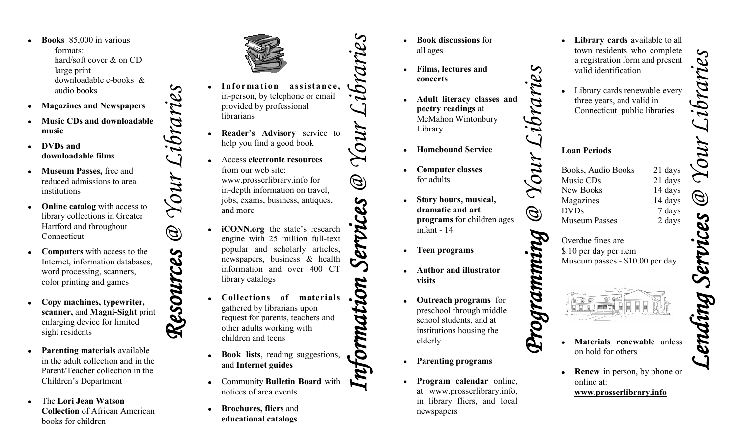## Resources @ Your Libraries

- **Books** 85,000 in various formats:
  hard/soft cover & on CD
  large print
  downloadable e-books & audio books
- **Magazines and Newspapers**
- **Music CDs and downloadable music**
- **DVDs and downloadable films**
- **Museum Passes,** free and reduced admissions to area institutions
- **Online catalog** with access to library collections in Greater Hartford and throughout Connecticut
- **Computers** with access to the Internet, information databases, word processing, scanners, color printing and games
- **Copy machines, typewriter, scanner,** and **Magni-Sight** print enlarging device for limited sight residents
- **Parenting materials** available in the adult collection and in the Parent/Teacher collection in the Children's Department
- The **Lori Jean Watson Collection** of African American books for children

## Information Services @ Your Libraries

- **Information assistance,** in-person, by telephone or email provided by professional librarians
- **Reader's Advisory** service to help you find a good book
- Access **electronic resources** from our web site: www.prosserlibrary.info for in-depth information on travel, jobs, exams, business, antiques, and more
- **iCONN.org** the state's research engine with 25 million full-text popular and scholarly articles, newspapers, business & health information and over 400 CT library catalogs
- **Collections of materials** gathered by librarians upon request for parents, teachers and other adults working with children and teens
- **Book lists**, reading suggestions, and **Internet guides**
- Community **Bulletin Board** with notices of area events
- **Brochures, fliers** and **educational catalogs**

## Programming @ Your Libraries

- **Book discussions** for all ages
- **Films, lectures and concerts**
- **Adult literacy classes and poetry readings** at McMahon Wintonbury Library
- **Homebound Service**
- **Computer classes** for adults
- **Story hours, musical, dramatic and art programs** for children ages infant - 14
- **Teen programs**
- **Author and illustrator visits**
- **Outreach programs** for preschool through middle school students, and at institutions housing the elderly
- **Parenting programs**
- **Program calendar** online, at www.prosserlibrary.info, in library fliers, and local newspapers

## Lending Services @ Your Libraries

- **Library cards** available to all town residents who complete a registration form and present valid identification
- Library cards renewable every three years, and valid in Connecticut public libraries

**Loan Periods**

| | |
|---|---|
| Books, Audio Books | 21 days |
| Music CDs | 21 days |
| New Books | 14 days |
| Magazines | 14 days |
| DVDs | 7 days |
| Museum Passes | 2 days |

Overdue fines are
$.10 per day per item
Museum passes - $10.00 per day

- **Materials renewable** unless on hold for others
- **Renew** in person, by phone or online at: **www.prosserlibrary.info**